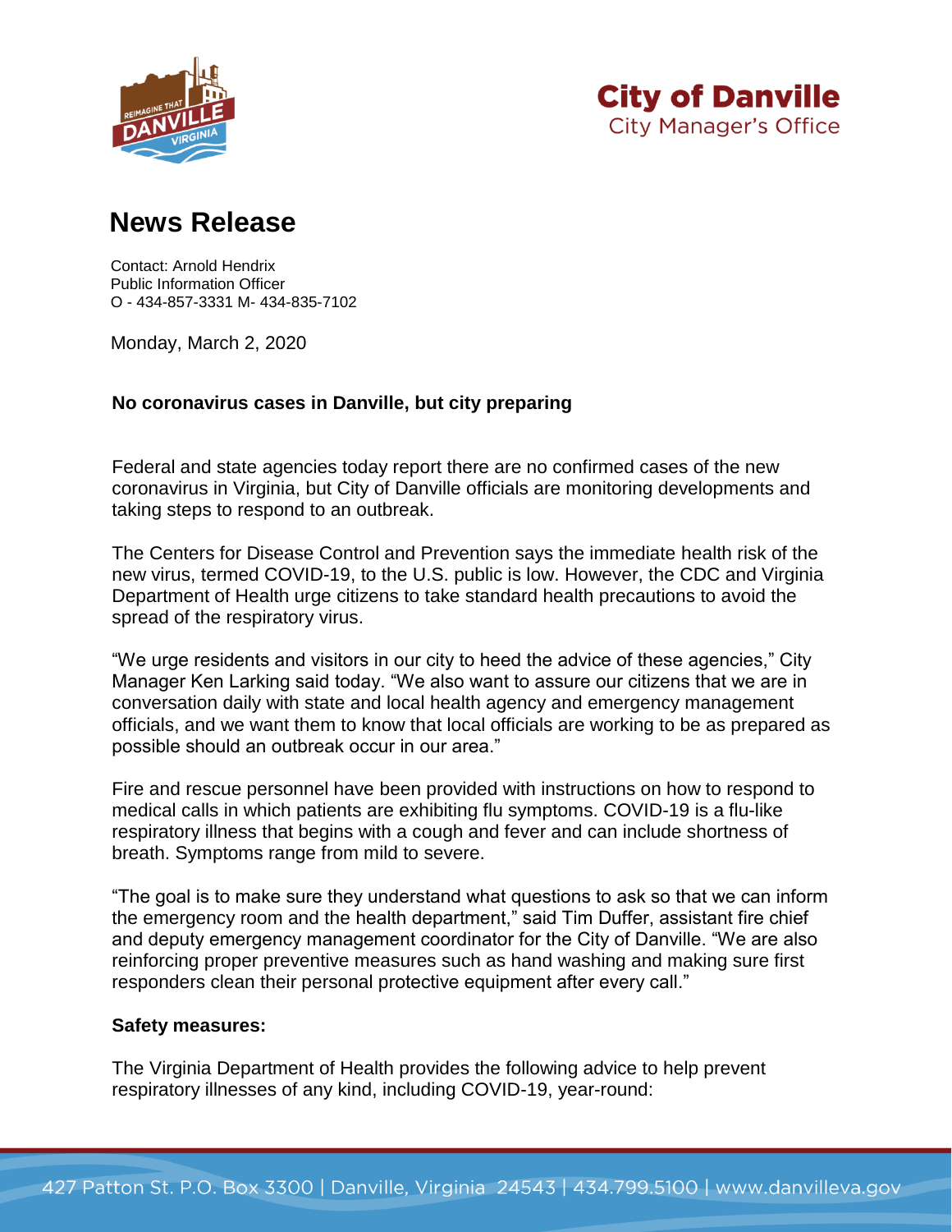City of Danville
City Manager's Office

# News Release

Contact: Arnold Hendrix
Public Information Officer
O - 434-857-3331 M- 434-835-7102

Monday, March 2, 2020

**No coronavirus cases in Danville, but city preparing**

Federal and state agencies today report there are no confirmed cases of the new coronavirus in Virginia, but City of Danville officials are monitoring developments and taking steps to respond to an outbreak.

The Centers for Disease Control and Prevention says the immediate health risk of the new virus, termed COVID-19, to the U.S. public is low. However, the CDC and Virginia Department of Health urge citizens to take standard health precautions to avoid the spread of the respiratory virus.

"We urge residents and visitors in our city to heed the advice of these agencies," City Manager Ken Larking said today. "We also want to assure our citizens that we are in conversation daily with state and local health agency and emergency management officials, and we want them to know that local officials are working to be as prepared as possible should an outbreak occur in our area."

Fire and rescue personnel have been provided with instructions on how to respond to medical calls in which patients are exhibiting flu symptoms. COVID-19 is a flu-like respiratory illness that begins with a cough and fever and can include shortness of breath. Symptoms range from mild to severe.

"The goal is to make sure they understand what questions to ask so that we can inform the emergency room and the health department," said Tim Duffer, assistant fire chief and deputy emergency management coordinator for the City of Danville. "We are also reinforcing proper preventive measures such as hand washing and making sure first responders clean their personal protective equipment after every call."

**Safety measures:**

The Virginia Department of Health provides the following advice to help prevent respiratory illnesses of any kind, including COVID-19, year-round: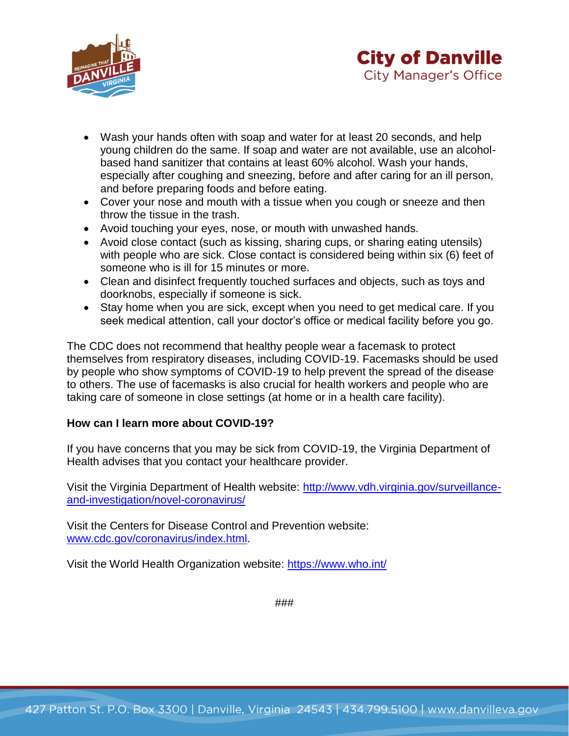- Wash your hands often with soap and water for at least 20 seconds, and help young children do the same. If soap and water are not available, use an alcohol-based hand sanitizer that contains at least 60% alcohol. Wash your hands, especially after coughing and sneezing, before and after caring for an ill person, and before preparing foods and before eating.
- Cover your nose and mouth with a tissue when you cough or sneeze and then throw the tissue in the trash.
- Avoid touching your eyes, nose, or mouth with unwashed hands.
- Avoid close contact (such as kissing, sharing cups, or sharing eating utensils) with people who are sick. Close contact is considered being within six (6) feet of someone who is ill for 15 minutes or more.
- Clean and disinfect frequently touched surfaces and objects, such as toys and doorknobs, especially if someone is sick.
- Stay home when you are sick, except when you need to get medical care. If you seek medical attention, call your doctor's office or medical facility before you go.

The CDC does not recommend that healthy people wear a facemask to protect themselves from respiratory diseases, including COVID-19. Facemasks should be used by people who show symptoms of COVID-19 to help prevent the spread of the disease to others. The use of facemasks is also crucial for health workers and people who are taking care of someone in close settings (at home or in a health care facility).

**How can I learn more about COVID-19?**

If you have concerns that you may be sick from COVID-19, the Virginia Department of Health advises that you contact your healthcare provider.

Visit the Virginia Department of Health website: [http://www.vdh.virginia.gov/surveillance-and-investigation/novel-coronavirus/](http://www.vdh.virginia.gov/surveillance-and-investigation/novel-coronavirus/)

Visit the Centers for Disease Control and Prevention website: [www.cdc.gov/coronavirus/index.html](http://www.cdc.gov/coronavirus/index.html).

Visit the World Health Organization website: [https://www.who.int/](https://www.who.int/)

###